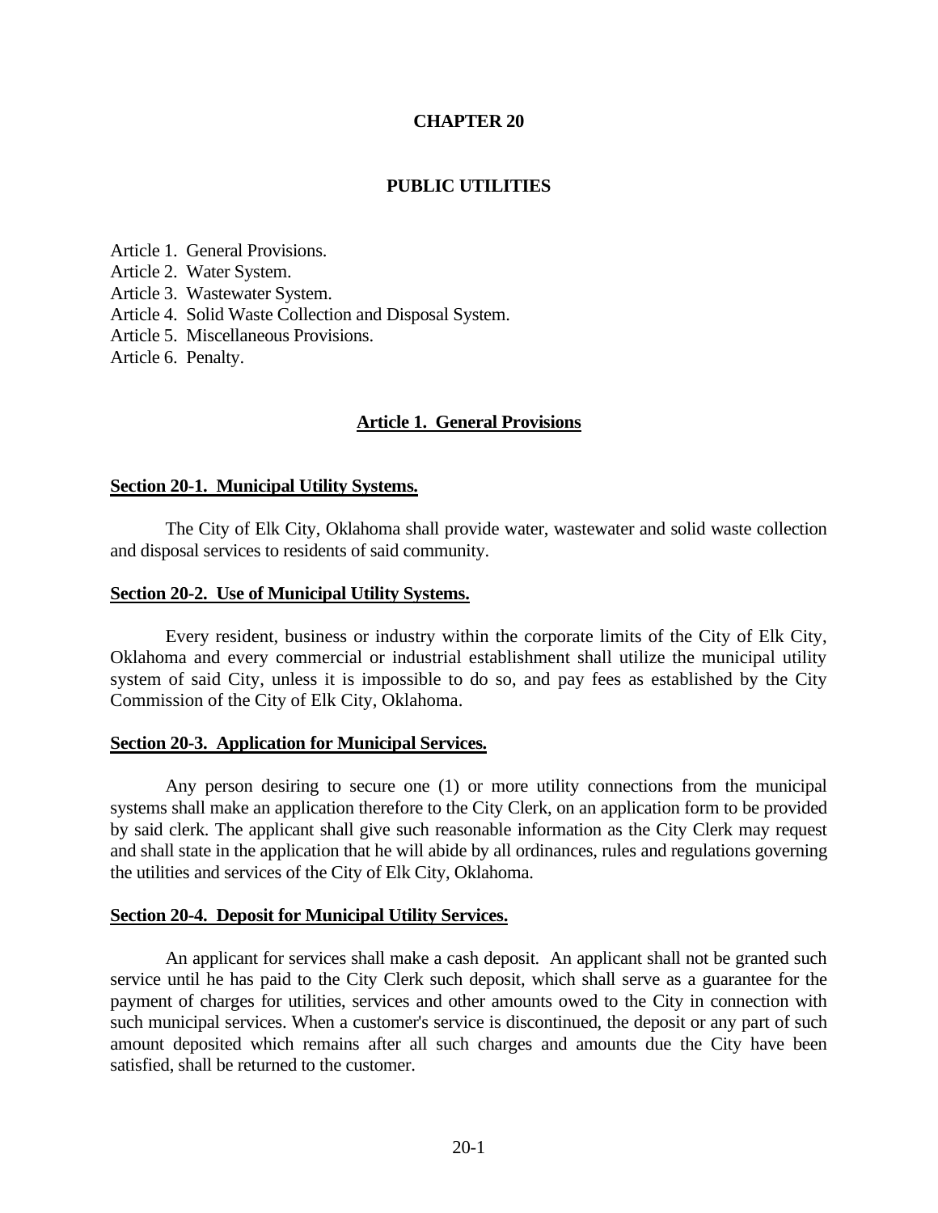# CHAPTER 20

# PUBLIC UTILITIES

Article 1. General Provisions.
Article 2. Water System.
Article 3. Wastewater System.
Article 4. Solid Waste Collection and Disposal System.
Article 5. Miscellaneous Provisions.
Article 6. Penalty.

## Article 1. General Provisions

### Section 20-1. Municipal Utility Systems.

The City of Elk City, Oklahoma shall provide water, wastewater and solid waste collection and disposal services to residents of said community.

### Section 20-2. Use of Municipal Utility Systems.

Every resident, business or industry within the corporate limits of the City of Elk City, Oklahoma and every commercial or industrial establishment shall utilize the municipal utility system of said City, unless it is impossible to do so, and pay fees as established by the City Commission of the City of Elk City, Oklahoma.

### Section 20-3. Application for Municipal Services.

Any person desiring to secure one (1) or more utility connections from the municipal systems shall make an application therefore to the City Clerk, on an application form to be provided by said clerk. The applicant shall give such reasonable information as the City Clerk may request and shall state in the application that he will abide by all ordinances, rules and regulations governing the utilities and services of the City of Elk City, Oklahoma.

### Section 20-4. Deposit for Municipal Utility Services.

An applicant for services shall make a cash deposit. An applicant shall not be granted such service until he has paid to the City Clerk such deposit, which shall serve as a guarantee for the payment of charges for utilities, services and other amounts owed to the City in connection with such municipal services. When a customer's service is discontinued, the deposit or any part of such amount deposited which remains after all such charges and amounts due the City have been satisfied, shall be returned to the customer.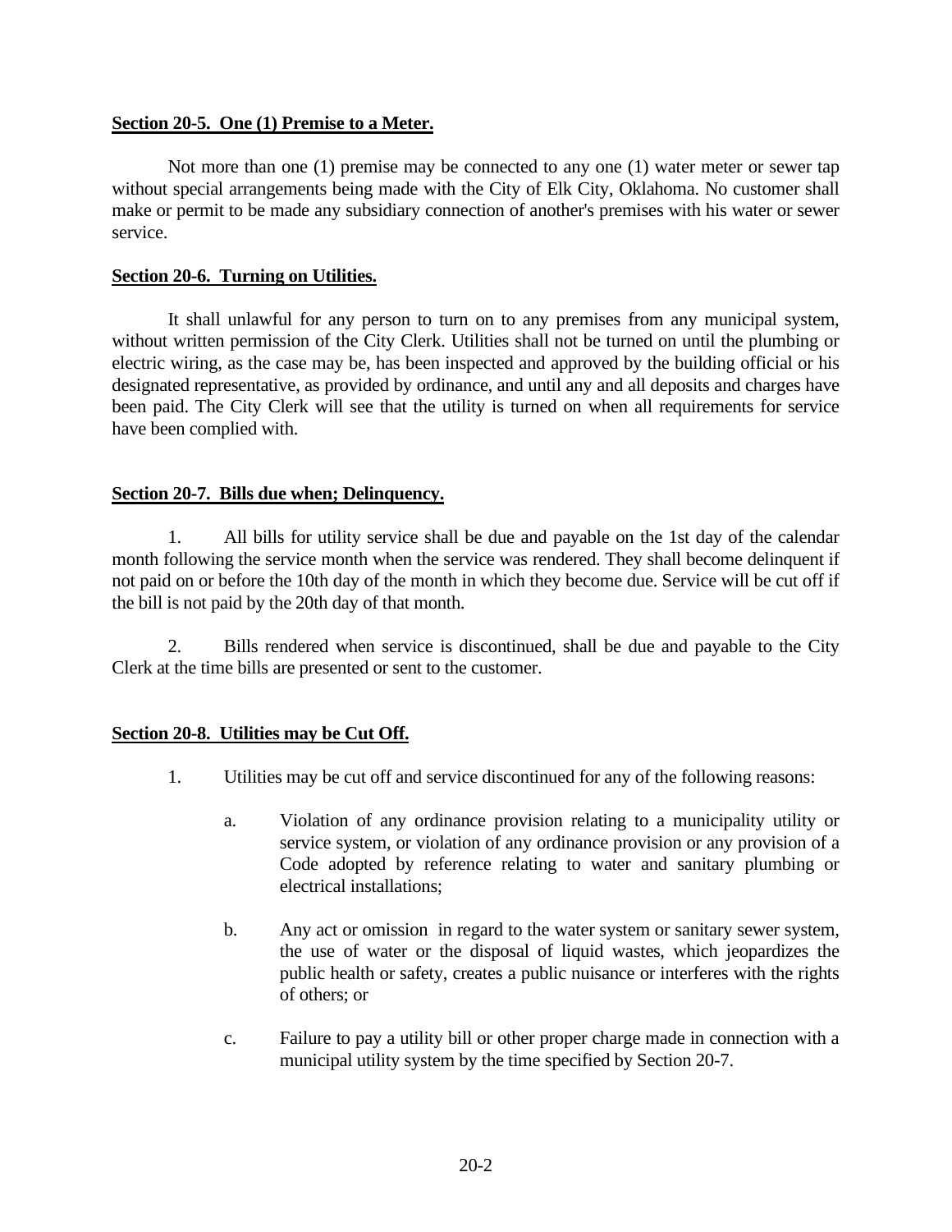**Section 20-5. One (1) Premise to a Meter.**

Not more than one (1) premise may be connected to any one (1) water meter or sewer tap without special arrangements being made with the City of Elk City, Oklahoma. No customer shall make or permit to be made any subsidiary connection of another's premises with his water or sewer service.

**Section 20-6. Turning on Utilities.**

It shall unlawful for any person to turn on to any premises from any municipal system, without written permission of the City Clerk. Utilities shall not be turned on until the plumbing or electric wiring, as the case may be, has been inspected and approved by the building official or his designated representative, as provided by ordinance, and until any and all deposits and charges have been paid. The City Clerk will see that the utility is turned on when all requirements for service have been complied with.

**Section 20-7. Bills due when; Delinquency.**

1. All bills for utility service shall be due and payable on the 1st day of the calendar month following the service month when the service was rendered. They shall become delinquent if not paid on or before the 10th day of the month in which they become due. Service will be cut off if the bill is not paid by the 20th day of that month.

2. Bills rendered when service is discontinued, shall be due and payable to the City Clerk at the time bills are presented or sent to the customer.

**Section 20-8. Utilities may be Cut Off.**

1. Utilities may be cut off and service discontinued for any of the following reasons:

   a. Violation of any ordinance provision relating to a municipality utility or service system, or violation of any ordinance provision or any provision of a Code adopted by reference relating to water and sanitary plumbing or electrical installations;

   b. Any act or omission in regard to the water system or sanitary sewer system, the use of water or the disposal of liquid wastes, which jeopardizes the public health or safety, creates a public nuisance or interferes with the rights of others; or

   c. Failure to pay a utility bill or other proper charge made in connection with a municipal utility system by the time specified by Section 20-7.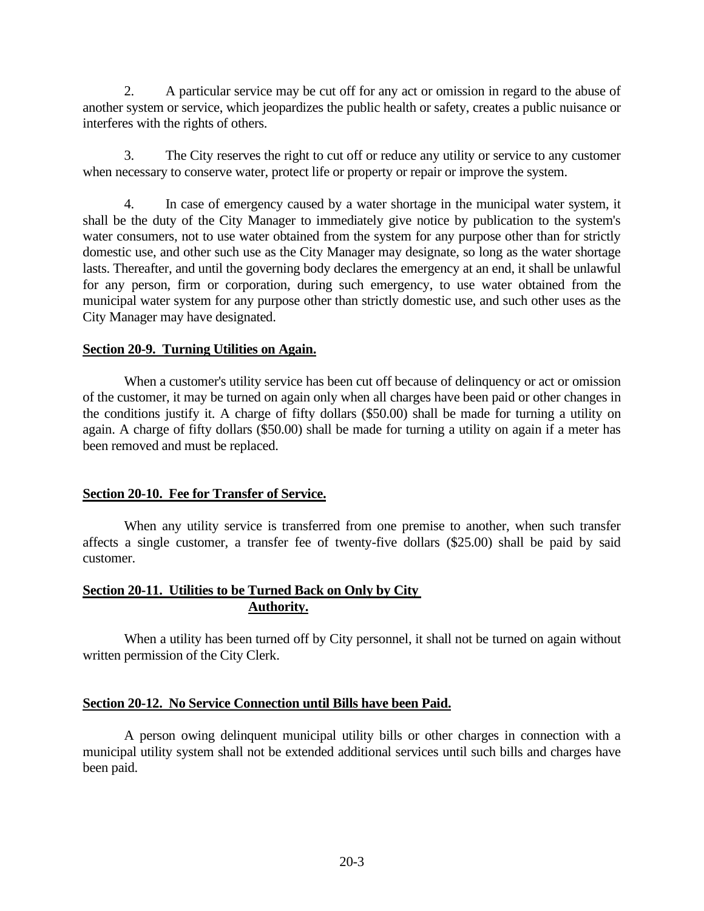2. A particular service may be cut off for any act or omission in regard to the abuse of another system or service, which jeopardizes the public health or safety, creates a public nuisance or interferes with the rights of others.

3. The City reserves the right to cut off or reduce any utility or service to any customer when necessary to conserve water, protect life or property or repair or improve the system.

4. In case of emergency caused by a water shortage in the municipal water system, it shall be the duty of the City Manager to immediately give notice by publication to the system's water consumers, not to use water obtained from the system for any purpose other than for strictly domestic use, and other such use as the City Manager may designate, so long as the water shortage lasts. Thereafter, and until the governing body declares the emergency at an end, it shall be unlawful for any person, firm or corporation, during such emergency, to use water obtained from the municipal water system for any purpose other than strictly domestic use, and such other uses as the City Manager may have designated.

## Section 20-9. Turning Utilities on Again.

When a customer's utility service has been cut off because of delinquency or act or omission of the customer, it may be turned on again only when all charges have been paid or other changes in the conditions justify it. A charge of fifty dollars ($50.00) shall be made for turning a utility on again. A charge of fifty dollars ($50.00) shall be made for turning a utility on again if a meter has been removed and must be replaced.

## Section 20-10. Fee for Transfer of Service.

When any utility service is transferred from one premise to another, when such transfer affects a single customer, a transfer fee of twenty-five dollars ($25.00) shall be paid by said customer.

## Section 20-11. Utilities to be Turned Back on Only by City Authority.

When a utility has been turned off by City personnel, it shall not be turned on again without written permission of the City Clerk.

## Section 20-12. No Service Connection until Bills have been Paid.

A person owing delinquent municipal utility bills or other charges in connection with a municipal utility system shall not be extended additional services until such bills and charges have been paid.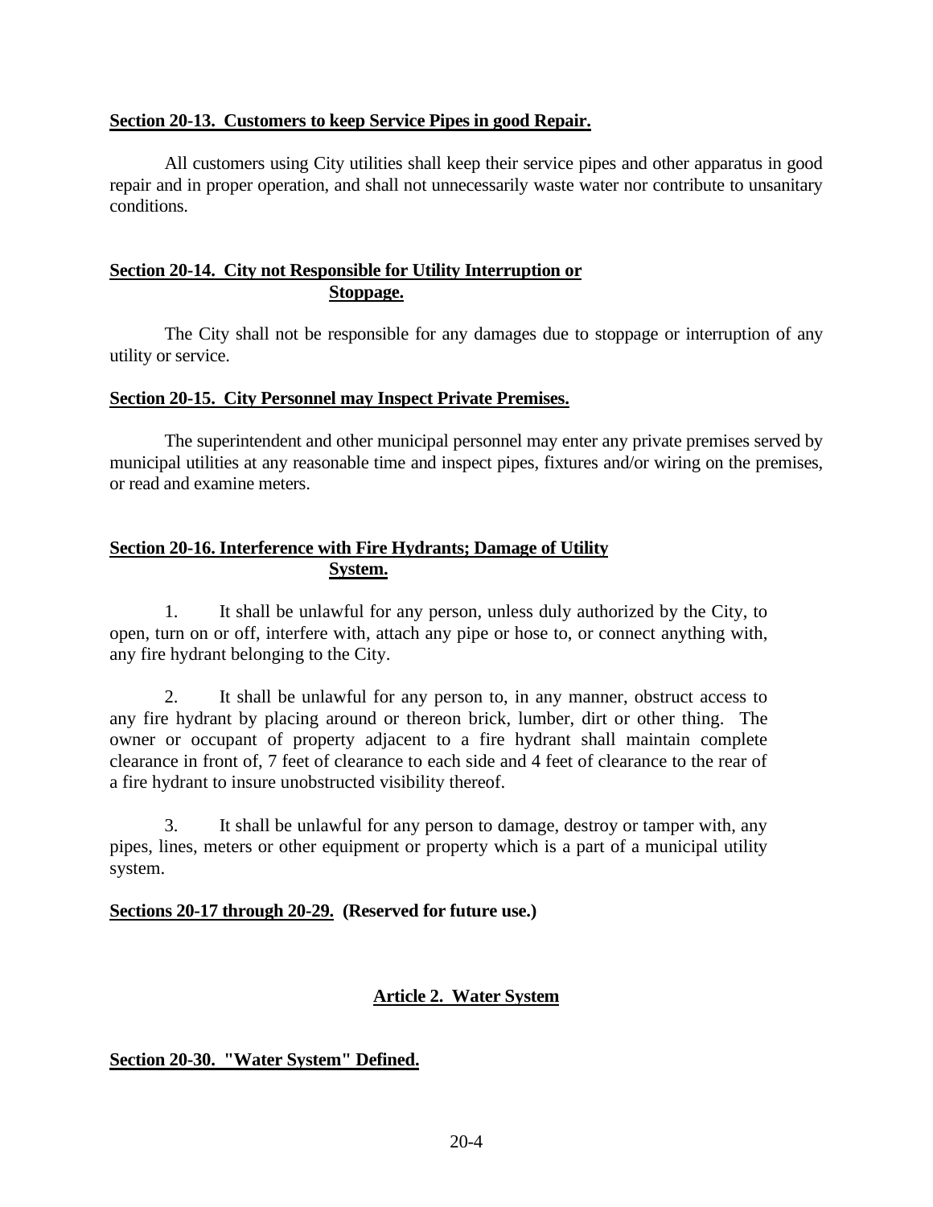**Section 20-13. Customers to keep Service Pipes in good Repair.**

All customers using City utilities shall keep their service pipes and other apparatus in good repair and in proper operation, and shall not unnecessarily waste water nor contribute to unsanitary conditions.

**Section 20-14. City not Responsible for Utility Interruption or Stoppage.**

The City shall not be responsible for any damages due to stoppage or interruption of any utility or service.

**Section 20-15. City Personnel may Inspect Private Premises.**

The superintendent and other municipal personnel may enter any private premises served by municipal utilities at any reasonable time and inspect pipes, fixtures and/or wiring on the premises, or read and examine meters.

**Section 20-16. Interference with Fire Hydrants; Damage of Utility System.**

1. It shall be unlawful for any person, unless duly authorized by the City, to open, turn on or off, interfere with, attach any pipe or hose to, or connect anything with, any fire hydrant belonging to the City.

2. It shall be unlawful for any person to, in any manner, obstruct access to any fire hydrant by placing around or thereon brick, lumber, dirt or other thing. The owner or occupant of property adjacent to a fire hydrant shall maintain complete clearance in front of, 7 feet of clearance to each side and 4 feet of clearance to the rear of a fire hydrant to insure unobstructed visibility thereof.

3. It shall be unlawful for any person to damage, destroy or tamper with, any pipes, lines, meters or other equipment or property which is a part of a municipal utility system.

**Sections 20-17 through 20-29. (Reserved for future use.)**

## Article 2. Water System

**Section 20-30. "Water System" Defined.**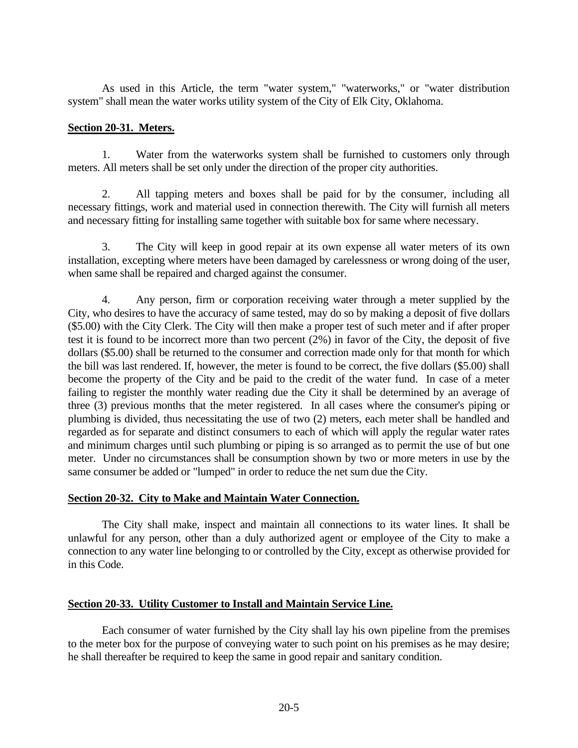As used in this Article, the term "water system," "waterworks," or "water distribution system" shall mean the water works utility system of the City of Elk City, Oklahoma.

**Section 20-31. Meters.**

1. Water from the waterworks system shall be furnished to customers only through meters. All meters shall be set only under the direction of the proper city authorities.

2. All tapping meters and boxes shall be paid for by the consumer, including all necessary fittings, work and material used in connection therewith. The City will furnish all meters and necessary fitting for installing same together with suitable box for same where necessary.

3. The City will keep in good repair at its own expense all water meters of its own installation, excepting where meters have been damaged by carelessness or wrong doing of the user, when same shall be repaired and charged against the consumer.

4. Any person, firm or corporation receiving water through a meter supplied by the City, who desires to have the accuracy of same tested, may do so by making a deposit of five dollars ($5.00) with the City Clerk. The City will then make a proper test of such meter and if after proper test it is found to be incorrect more than two percent (2%) in favor of the City, the deposit of five dollars ($5.00) shall be returned to the consumer and correction made only for that month for which the bill was last rendered. If, however, the meter is found to be correct, the five dollars ($5.00) shall become the property of the City and be paid to the credit of the water fund. In case of a meter failing to register the monthly water reading due the City it shall be determined by an average of three (3) previous months that the meter registered. In all cases where the consumer's piping or plumbing is divided, thus necessitating the use of two (2) meters, each meter shall be handled and regarded as for separate and distinct consumers to each of which will apply the regular water rates and minimum charges until such plumbing or piping is so arranged as to permit the use of but one meter. Under no circumstances shall be consumption shown by two or more meters in use by the same consumer be added or "lumped" in order to reduce the net sum due the City.

**Section 20-32. City to Make and Maintain Water Connection.**

The City shall make, inspect and maintain all connections to its water lines. It shall be unlawful for any person, other than a duly authorized agent or employee of the City to make a connection to any water line belonging to or controlled by the City, except as otherwise provided for in this Code.

**Section 20-33. Utility Customer to Install and Maintain Service Line.**

Each consumer of water furnished by the City shall lay his own pipeline from the premises to the meter box for the purpose of conveying water to such point on his premises as he may desire; he shall thereafter be required to keep the same in good repair and sanitary condition.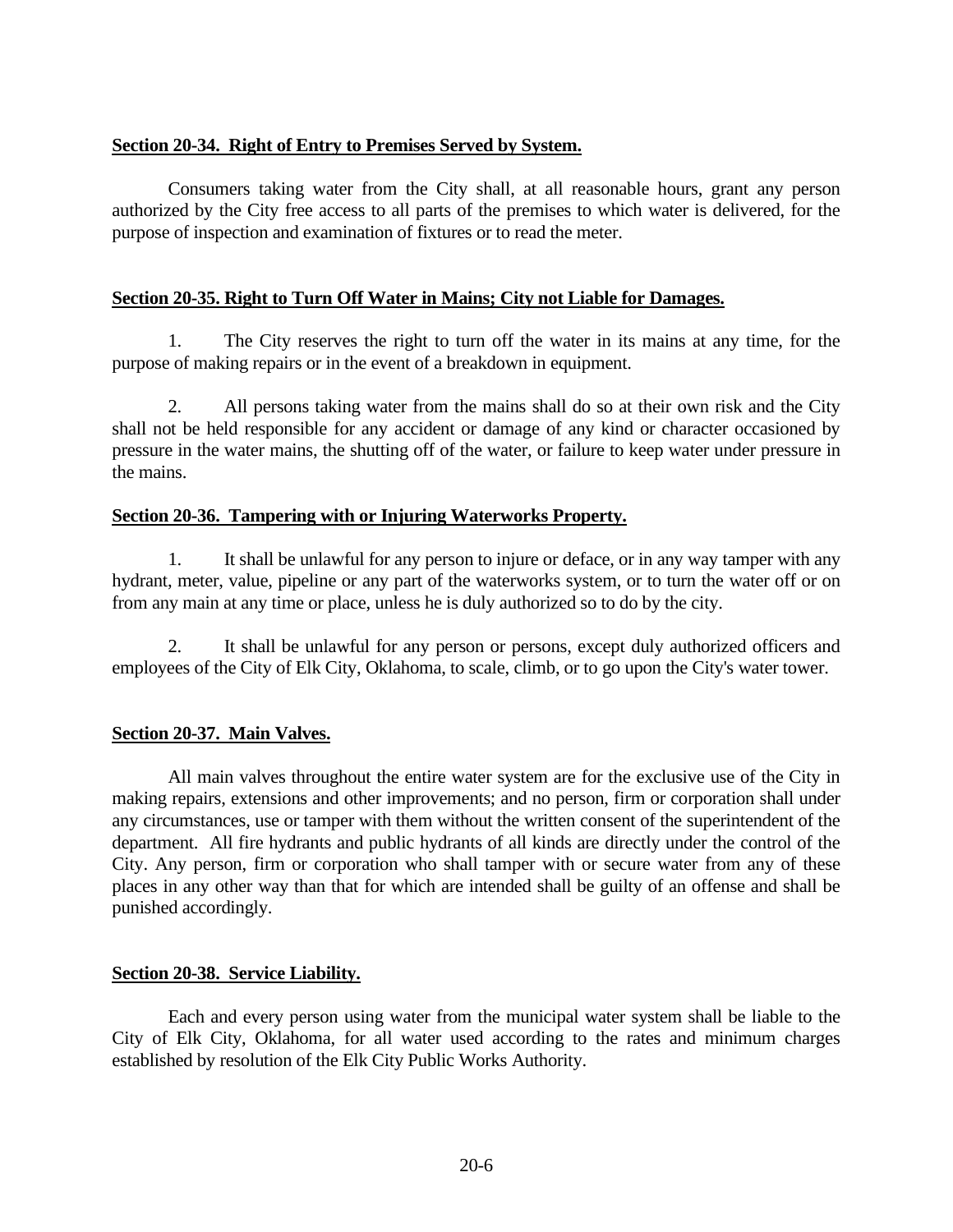**Section 20-34. Right of Entry to Premises Served by System.**

Consumers taking water from the City shall, at all reasonable hours, grant any person authorized by the City free access to all parts of the premises to which water is delivered, for the purpose of inspection and examination of fixtures or to read the meter.

**Section 20-35. Right to Turn Off Water in Mains; City not Liable for Damages.**

1. The City reserves the right to turn off the water in its mains at any time, for the purpose of making repairs or in the event of a breakdown in equipment.

2. All persons taking water from the mains shall do so at their own risk and the City shall not be held responsible for any accident or damage of any kind or character occasioned by pressure in the water mains, the shutting off of the water, or failure to keep water under pressure in the mains.

**Section 20-36. Tampering with or Injuring Waterworks Property.**

1. It shall be unlawful for any person to injure or deface, or in any way tamper with any hydrant, meter, value, pipeline or any part of the waterworks system, or to turn the water off or on from any main at any time or place, unless he is duly authorized so to do by the city.

2. It shall be unlawful for any person or persons, except duly authorized officers and employees of the City of Elk City, Oklahoma, to scale, climb, or to go upon the City's water tower.

**Section 20-37. Main Valves.**

All main valves throughout the entire water system are for the exclusive use of the City in making repairs, extensions and other improvements; and no person, firm or corporation shall under any circumstances, use or tamper with them without the written consent of the superintendent of the department. All fire hydrants and public hydrants of all kinds are directly under the control of the City. Any person, firm or corporation who shall tamper with or secure water from any of these places in any other way than that for which are intended shall be guilty of an offense and shall be punished accordingly.

**Section 20-38. Service Liability.**

Each and every person using water from the municipal water system shall be liable to the City of Elk City, Oklahoma, for all water used according to the rates and minimum charges established by resolution of the Elk City Public Works Authority.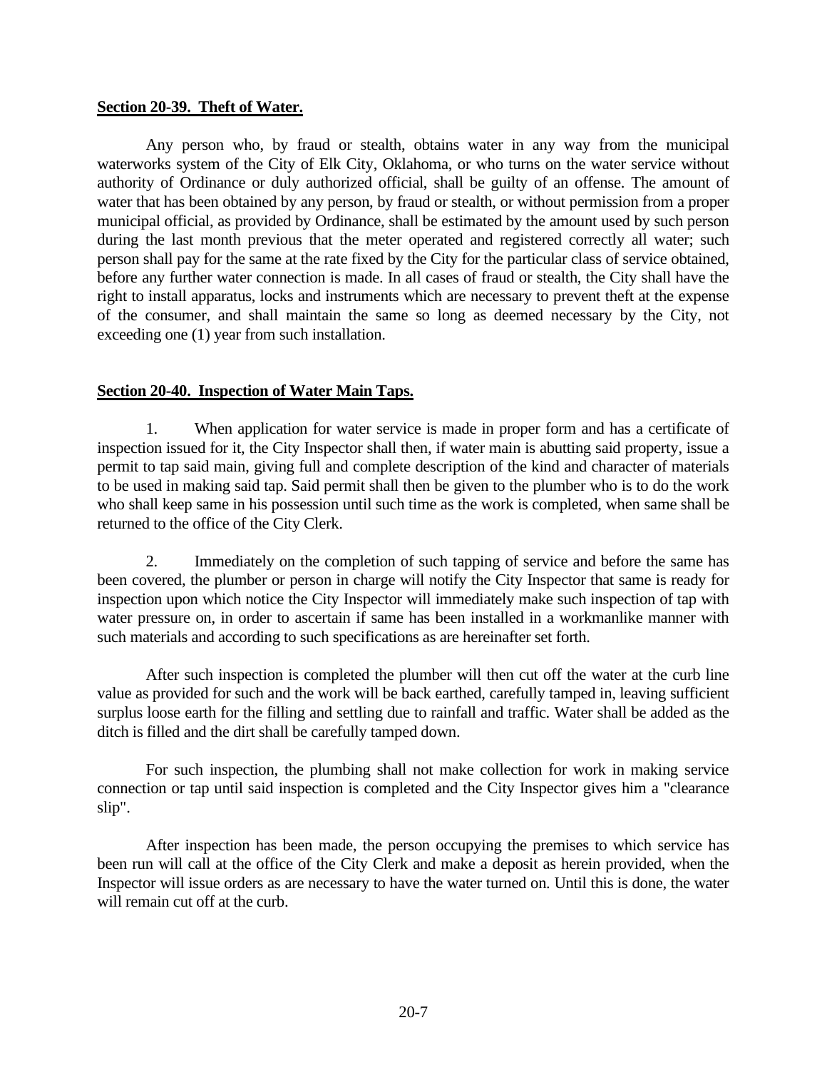**Section 20-39. Theft of Water.**

Any person who, by fraud or stealth, obtains water in any way from the municipal waterworks system of the City of Elk City, Oklahoma, or who turns on the water service without authority of Ordinance or duly authorized official, shall be guilty of an offense. The amount of water that has been obtained by any person, by fraud or stealth, or without permission from a proper municipal official, as provided by Ordinance, shall be estimated by the amount used by such person during the last month previous that the meter operated and registered correctly all water; such person shall pay for the same at the rate fixed by the City for the particular class of service obtained, before any further water connection is made. In all cases of fraud or stealth, the City shall have the right to install apparatus, locks and instruments which are necessary to prevent theft at the expense of the consumer, and shall maintain the same so long as deemed necessary by the City, not exceeding one (1) year from such installation.

**Section 20-40. Inspection of Water Main Taps.**

1. When application for water service is made in proper form and has a certificate of inspection issued for it, the City Inspector shall then, if water main is abutting said property, issue a permit to tap said main, giving full and complete description of the kind and character of materials to be used in making said tap. Said permit shall then be given to the plumber who is to do the work who shall keep same in his possession until such time as the work is completed, when same shall be returned to the office of the City Clerk.

2. Immediately on the completion of such tapping of service and before the same has been covered, the plumber or person in charge will notify the City Inspector that same is ready for inspection upon which notice the City Inspector will immediately make such inspection of tap with water pressure on, in order to ascertain if same has been installed in a workmanlike manner with such materials and according to such specifications as are hereinafter set forth.

After such inspection is completed the plumber will then cut off the water at the curb line value as provided for such and the work will be back earthed, carefully tamped in, leaving sufficient surplus loose earth for the filling and settling due to rainfall and traffic. Water shall be added as the ditch is filled and the dirt shall be carefully tamped down.

For such inspection, the plumbing shall not make collection for work in making service connection or tap until said inspection is completed and the City Inspector gives him a "clearance slip".

After inspection has been made, the person occupying the premises to which service has been run will call at the office of the City Clerk and make a deposit as herein provided, when the Inspector will issue orders as are necessary to have the water turned on. Until this is done, the water will remain cut off at the curb.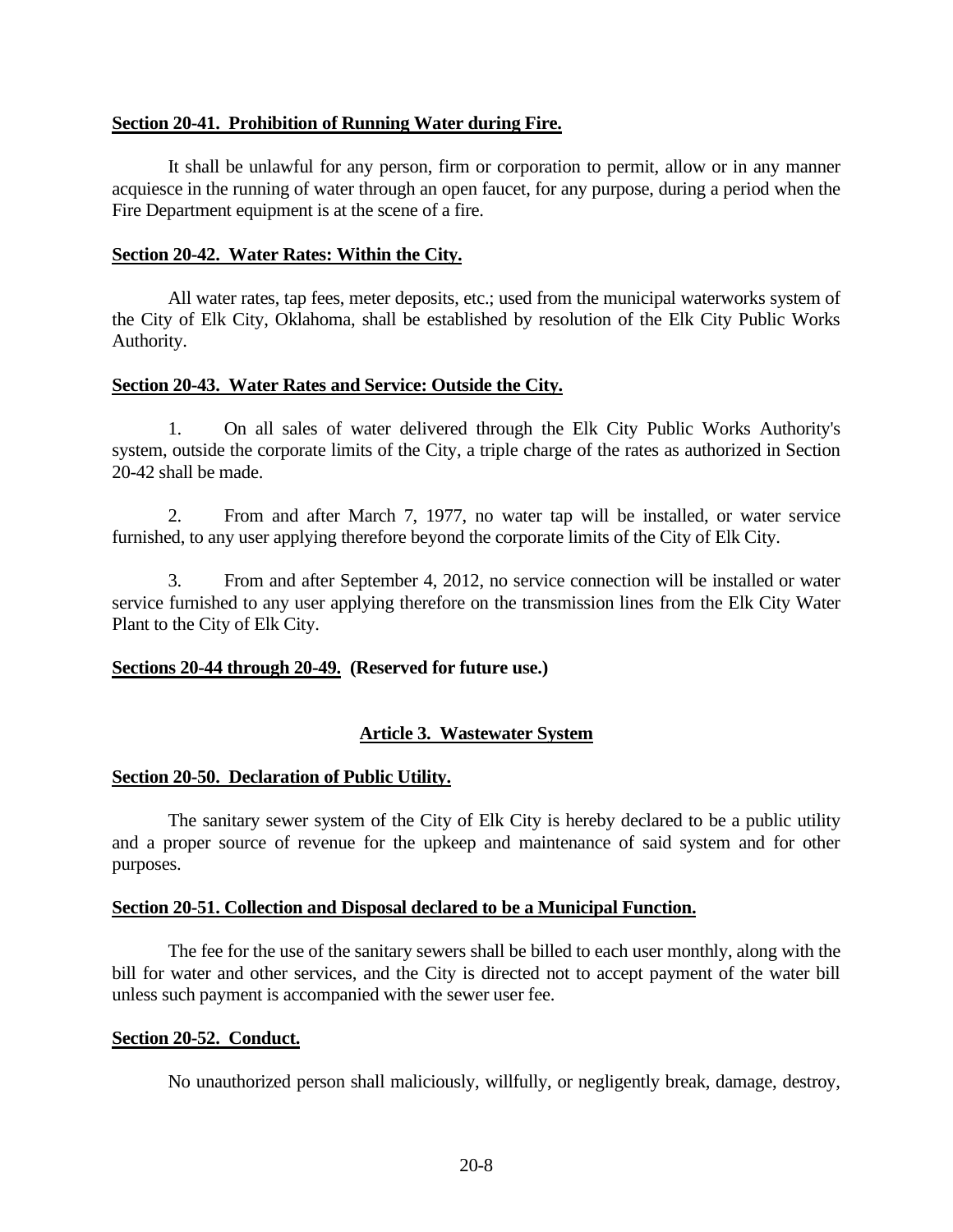**Section 20-41. Prohibition of Running Water during Fire.**

It shall be unlawful for any person, firm or corporation to permit, allow or in any manner acquiesce in the running of water through an open faucet, for any purpose, during a period when the Fire Department equipment is at the scene of a fire.

**Section 20-42. Water Rates: Within the City.**

All water rates, tap fees, meter deposits, etc.; used from the municipal waterworks system of the City of Elk City, Oklahoma, shall be established by resolution of the Elk City Public Works Authority.

**Section 20-43. Water Rates and Service: Outside the City.**

1. On all sales of water delivered through the Elk City Public Works Authority's system, outside the corporate limits of the City, a triple charge of the rates as authorized in Section 20-42 shall be made.

2. From and after March 7, 1977, no water tap will be installed, or water service furnished, to any user applying therefore beyond the corporate limits of the City of Elk City.

3. From and after September 4, 2012, no service connection will be installed or water service furnished to any user applying therefore on the transmission lines from the Elk City Water Plant to the City of Elk City.

**Sections 20-44 through 20-49. (Reserved for future use.)**

## Article 3. Wastewater System

**Section 20-50. Declaration of Public Utility.**

The sanitary sewer system of the City of Elk City is hereby declared to be a public utility and a proper source of revenue for the upkeep and maintenance of said system and for other purposes.

**Section 20-51. Collection and Disposal declared to be a Municipal Function.**

The fee for the use of the sanitary sewers shall be billed to each user monthly, along with the bill for water and other services, and the City is directed not to accept payment of the water bill unless such payment is accompanied with the sewer user fee.

**Section 20-52. Conduct.**

No unauthorized person shall maliciously, willfully, or negligently break, damage, destroy,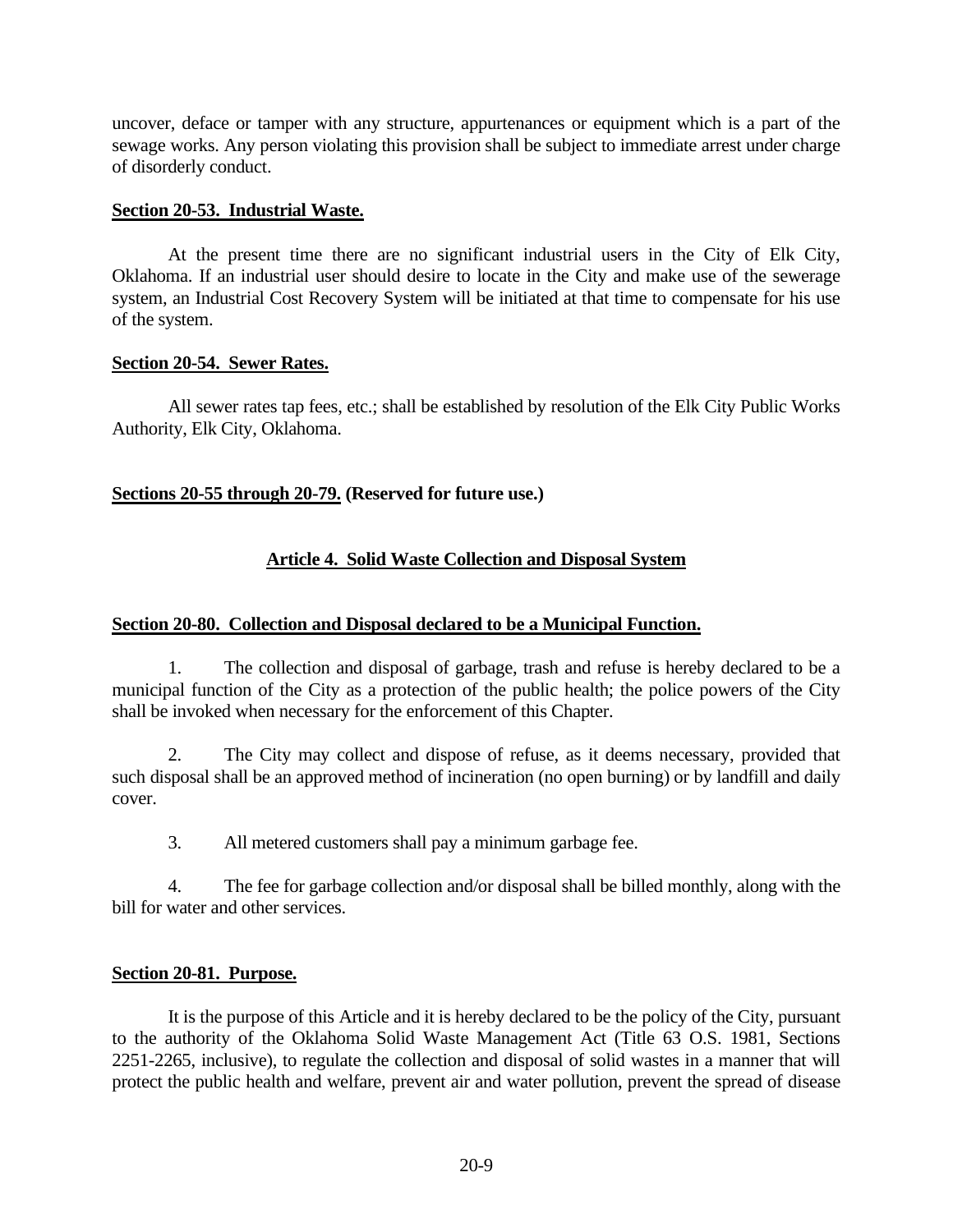uncover, deface or tamper with any structure, appurtenances or equipment which is a part of the sewage works. Any person violating this provision shall be subject to immediate arrest under charge of disorderly conduct.

**Section 20-53. Industrial Waste.**

At the present time there are no significant industrial users in the City of Elk City, Oklahoma. If an industrial user should desire to locate in the City and make use of the sewerage system, an Industrial Cost Recovery System will be initiated at that time to compensate for his use of the system.

**Section 20-54. Sewer Rates.**

All sewer rates tap fees, etc.; shall be established by resolution of the Elk City Public Works Authority, Elk City, Oklahoma.

**Sections 20-55 through 20-79. (Reserved for future use.)**

## Article 4. Solid Waste Collection and Disposal System

**Section 20-80. Collection and Disposal declared to be a Municipal Function.**

1. The collection and disposal of garbage, trash and refuse is hereby declared to be a municipal function of the City as a protection of the public health; the police powers of the City shall be invoked when necessary for the enforcement of this Chapter.

2. The City may collect and dispose of refuse, as it deems necessary, provided that such disposal shall be an approved method of incineration (no open burning) or by landfill and daily cover.

3. All metered customers shall pay a minimum garbage fee.

4. The fee for garbage collection and/or disposal shall be billed monthly, along with the bill for water and other services.

**Section 20-81. Purpose.**

It is the purpose of this Article and it is hereby declared to be the policy of the City, pursuant to the authority of the Oklahoma Solid Waste Management Act (Title 63 O.S. 1981, Sections 2251-2265, inclusive), to regulate the collection and disposal of solid wastes in a manner that will protect the public health and welfare, prevent air and water pollution, prevent the spread of disease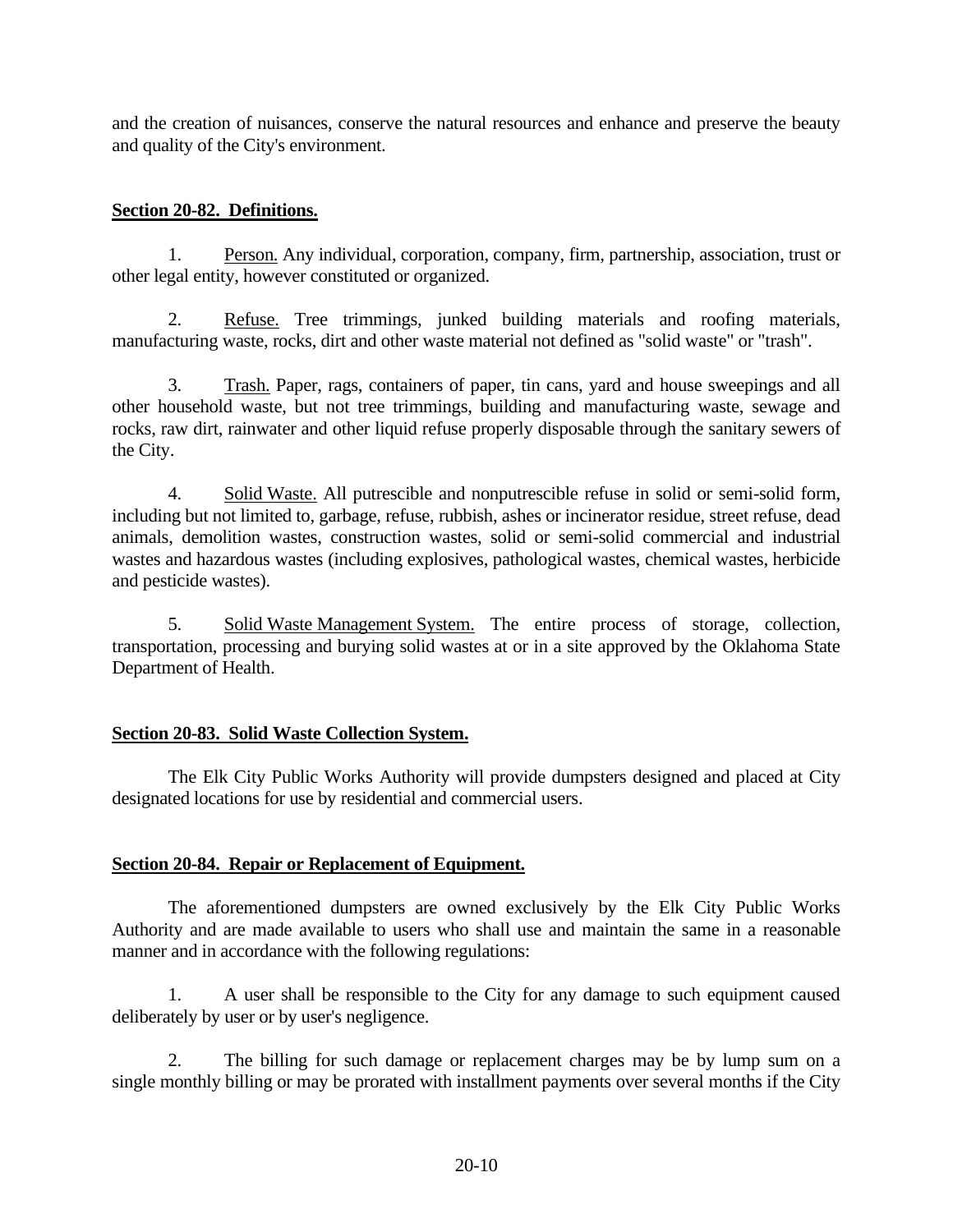and the creation of nuisances, conserve the natural resources and enhance and preserve the beauty and quality of the City's environment.

**Section 20-82. Definitions.**

1. Person. Any individual, corporation, company, firm, partnership, association, trust or other legal entity, however constituted or organized.

2. Refuse. Tree trimmings, junked building materials and roofing materials, manufacturing waste, rocks, dirt and other waste material not defined as "solid waste" or "trash".

3. Trash. Paper, rags, containers of paper, tin cans, yard and house sweepings and all other household waste, but not tree trimmings, building and manufacturing waste, sewage and rocks, raw dirt, rainwater and other liquid refuse properly disposable through the sanitary sewers of the City.

4. Solid Waste. All putrescible and nonputrescible refuse in solid or semi-solid form, including but not limited to, garbage, refuse, rubbish, ashes or incinerator residue, street refuse, dead animals, demolition wastes, construction wastes, solid or semi-solid commercial and industrial wastes and hazardous wastes (including explosives, pathological wastes, chemical wastes, herbicide and pesticide wastes).

5. Solid Waste Management System. The entire process of storage, collection, transportation, processing and burying solid wastes at or in a site approved by the Oklahoma State Department of Health.

**Section 20-83. Solid Waste Collection System.**

The Elk City Public Works Authority will provide dumpsters designed and placed at City designated locations for use by residential and commercial users.

**Section 20-84. Repair or Replacement of Equipment.**

The aforementioned dumpsters are owned exclusively by the Elk City Public Works Authority and are made available to users who shall use and maintain the same in a reasonable manner and in accordance with the following regulations:

1. A user shall be responsible to the City for any damage to such equipment caused deliberately by user or by user's negligence.

2. The billing for such damage or replacement charges may be by lump sum on a single monthly billing or may be prorated with installment payments over several months if the City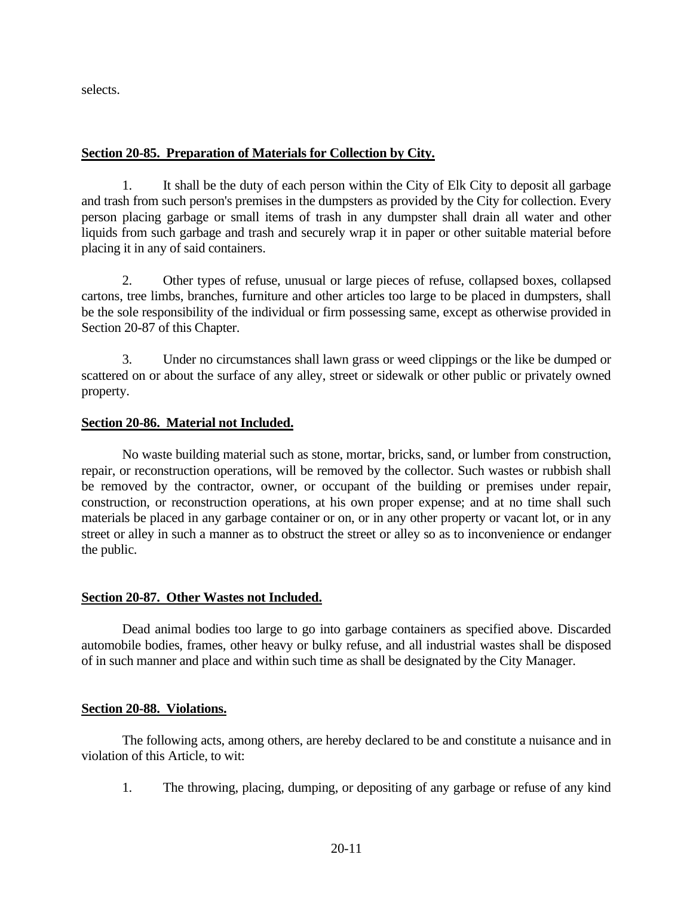selects.

**Section 20-85. Preparation of Materials for Collection by City.**

1. It shall be the duty of each person within the City of Elk City to deposit all garbage and trash from such person's premises in the dumpsters as provided by the City for collection. Every person placing garbage or small items of trash in any dumpster shall drain all water and other liquids from such garbage and trash and securely wrap it in paper or other suitable material before placing it in any of said containers.

2. Other types of refuse, unusual or large pieces of refuse, collapsed boxes, collapsed cartons, tree limbs, branches, furniture and other articles too large to be placed in dumpsters, shall be the sole responsibility of the individual or firm possessing same, except as otherwise provided in Section 20-87 of this Chapter.

3. Under no circumstances shall lawn grass or weed clippings or the like be dumped or scattered on or about the surface of any alley, street or sidewalk or other public or privately owned property.

**Section 20-86. Material not Included.**

No waste building material such as stone, mortar, bricks, sand, or lumber from construction, repair, or reconstruction operations, will be removed by the collector. Such wastes or rubbish shall be removed by the contractor, owner, or occupant of the building or premises under repair, construction, or reconstruction operations, at his own proper expense; and at no time shall such materials be placed in any garbage container or on, or in any other property or vacant lot, or in any street or alley in such a manner as to obstruct the street or alley so as to inconvenience or endanger the public.

**Section 20-87. Other Wastes not Included.**

Dead animal bodies too large to go into garbage containers as specified above. Discarded automobile bodies, frames, other heavy or bulky refuse, and all industrial wastes shall be disposed of in such manner and place and within such time as shall be designated by the City Manager.

**Section 20-88. Violations.**

The following acts, among others, are hereby declared to be and constitute a nuisance and in violation of this Article, to wit:

1. The throwing, placing, dumping, or depositing of any garbage or refuse of any kind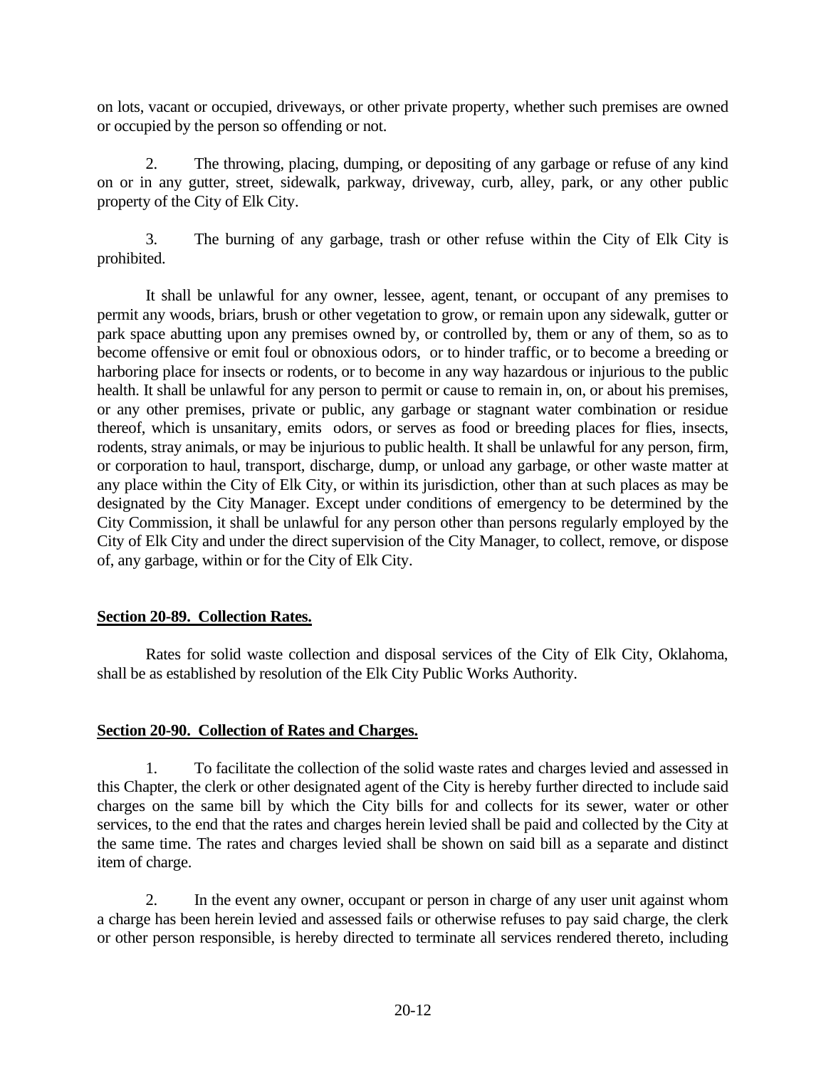on lots, vacant or occupied, driveways, or other private property, whether such premises are owned or occupied by the person so offending or not.

2. The throwing, placing, dumping, or depositing of any garbage or refuse of any kind on or in any gutter, street, sidewalk, parkway, driveway, curb, alley, park, or any other public property of the City of Elk City.

3. The burning of any garbage, trash or other refuse within the City of Elk City is prohibited.

It shall be unlawful for any owner, lessee, agent, tenant, or occupant of any premises to permit any woods, briars, brush or other vegetation to grow, or remain upon any sidewalk, gutter or park space abutting upon any premises owned by, or controlled by, them or any of them, so as to become offensive or emit foul or obnoxious odors, or to hinder traffic, or to become a breeding or harboring place for insects or rodents, or to become in any way hazardous or injurious to the public health. It shall be unlawful for any person to permit or cause to remain in, on, or about his premises, or any other premises, private or public, any garbage or stagnant water combination or residue thereof, which is unsanitary, emits odors, or serves as food or breeding places for flies, insects, rodents, stray animals, or may be injurious to public health. It shall be unlawful for any person, firm, or corporation to haul, transport, discharge, dump, or unload any garbage, or other waste matter at any place within the City of Elk City, or within its jurisdiction, other than at such places as may be designated by the City Manager. Except under conditions of emergency to be determined by the City Commission, it shall be unlawful for any person other than persons regularly employed by the City of Elk City and under the direct supervision of the City Manager, to collect, remove, or dispose of, any garbage, within or for the City of Elk City.

**Section 20-89. Collection Rates.**

Rates for solid waste collection and disposal services of the City of Elk City, Oklahoma, shall be as established by resolution of the Elk City Public Works Authority.

**Section 20-90. Collection of Rates and Charges.**

1. To facilitate the collection of the solid waste rates and charges levied and assessed in this Chapter, the clerk or other designated agent of the City is hereby further directed to include said charges on the same bill by which the City bills for and collects for its sewer, water or other services, to the end that the rates and charges herein levied shall be paid and collected by the City at the same time. The rates and charges levied shall be shown on said bill as a separate and distinct item of charge.

2. In the event any owner, occupant or person in charge of any user unit against whom a charge has been herein levied and assessed fails or otherwise refuses to pay said charge, the clerk or other person responsible, is hereby directed to terminate all services rendered thereto, including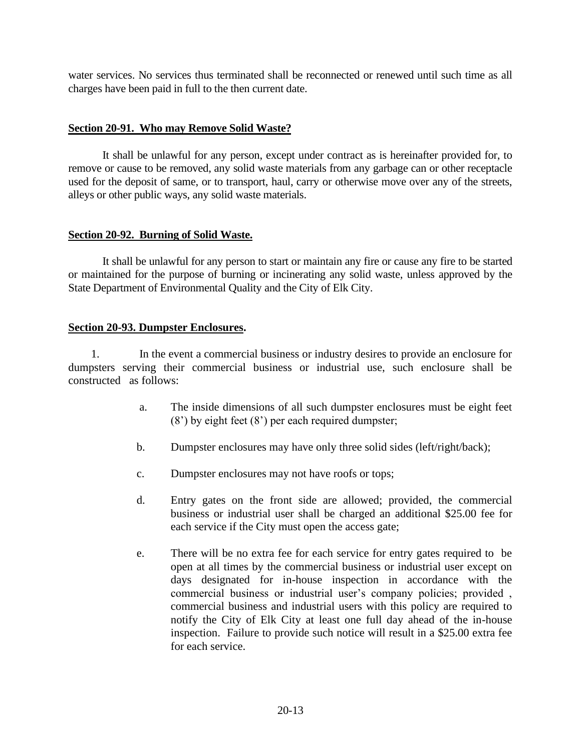water services. No services thus terminated shall be reconnected or renewed until such time as all charges have been paid in full to the then current date.

## Section 20-91. Who may Remove Solid Waste?

It shall be unlawful for any person, except under contract as is hereinafter provided for, to remove or cause to be removed, any solid waste materials from any garbage can or other receptacle used for the deposit of same, or to transport, haul, carry or otherwise move over any of the streets, alleys or other public ways, any solid waste materials.

## Section 20-92. Burning of Solid Waste.

It shall be unlawful for any person to start or maintain any fire or cause any fire to be started or maintained for the purpose of burning or incinerating any solid waste, unless approved by the State Department of Environmental Quality and the City of Elk City.

## Section 20-93. Dumpster Enclosures.

1. In the event a commercial business or industry desires to provide an enclosure for dumpsters serving their commercial business or industrial use, such enclosure shall be constructed as follows:

   a. The inside dimensions of all such dumpster enclosures must be eight feet (8') by eight feet (8') per each required dumpster;

   b. Dumpster enclosures may have only three solid sides (left/right/back);

   c. Dumpster enclosures may not have roofs or tops;

   d. Entry gates on the front side are allowed; provided, the commercial business or industrial user shall be charged an additional $25.00 fee for each service if the City must open the access gate;

   e. There will be no extra fee for each service for entry gates required to be open at all times by the commercial business or industrial user except on days designated for in-house inspection in accordance with the commercial business or industrial user's company policies; provided , commercial business and industrial users with this policy are required to notify the City of Elk City at least one full day ahead of the in-house inspection. Failure to provide such notice will result in a $25.00 extra fee for each service.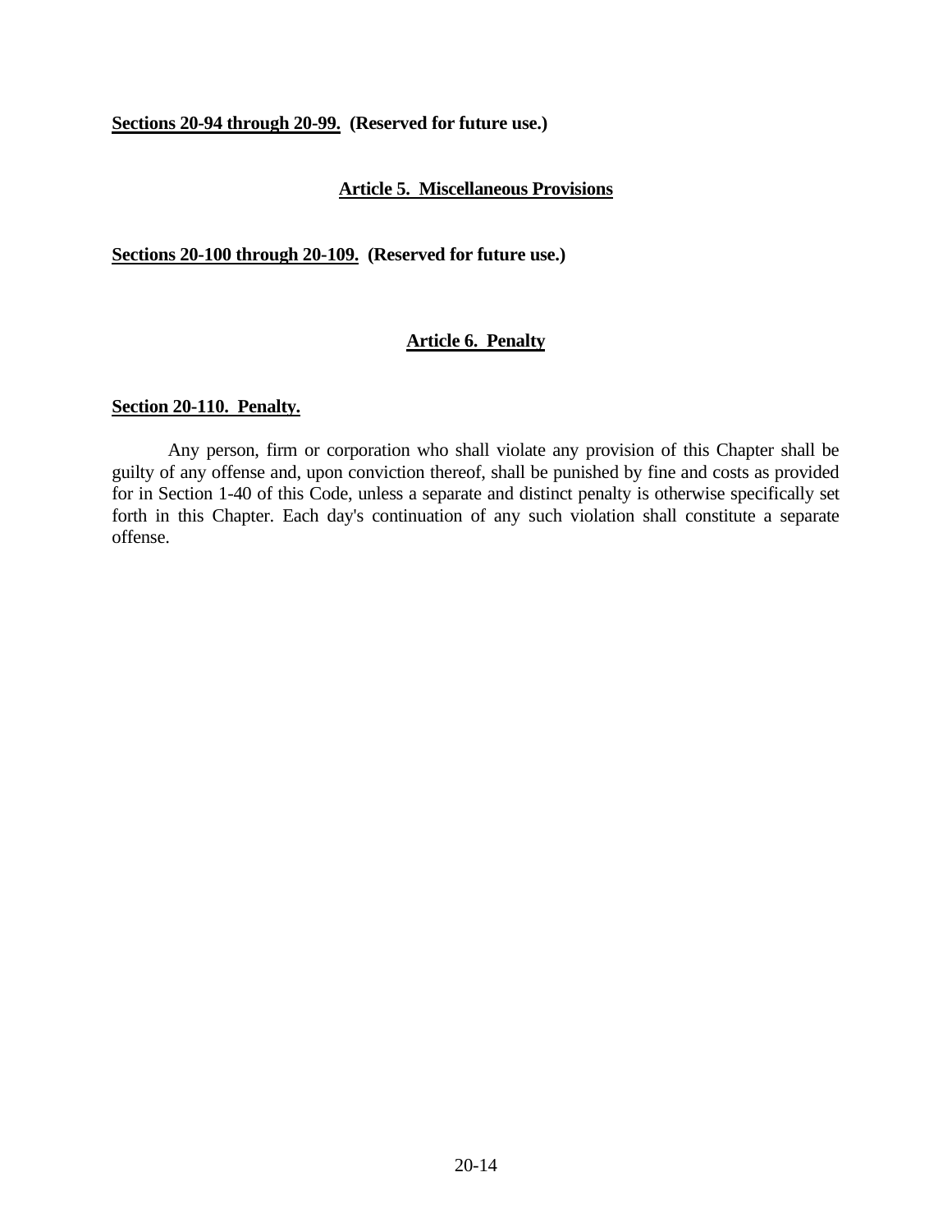**Sections 20-94 through 20-99.** **(Reserved for future use.)**

## Article 5. Miscellaneous Provisions

**Sections 20-100 through 20-109.** **(Reserved for future use.)**

## Article 6. Penalty

**Section 20-110. Penalty.**

Any person, firm or corporation who shall violate any provision of this Chapter shall be guilty of any offense and, upon conviction thereof, shall be punished by fine and costs as provided for in Section 1-40 of this Code, unless a separate and distinct penalty is otherwise specifically set forth in this Chapter. Each day's continuation of any such violation shall constitute a separate offense.